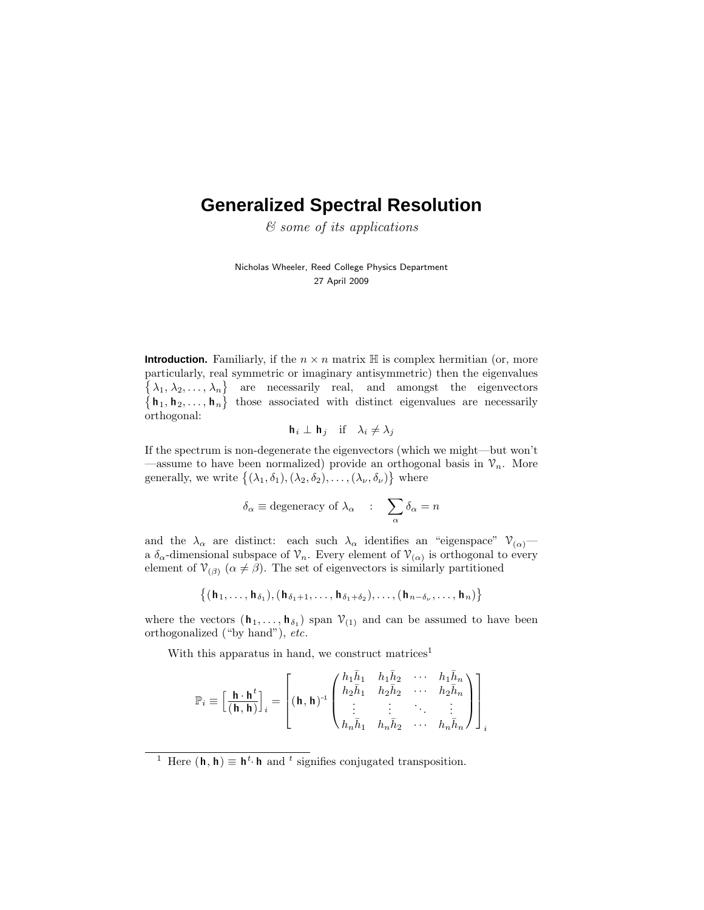# Generalized Spectral Resolution

*& some of its applications*

Nicholas Wheeler, Reed College Physics Department
27 April 2009

**Introduction.** Familiarly, if the $n \times n$ matrix $\mathbb{H}$ is complex hermitian (or, more particularly, real symmetric or imaginary antisymmetric) then the eigenvalues $\{\lambda_1, \lambda_2, \ldots, \lambda_n\}$ are necessarily real, and amongst the eigenvectors $\{\mathbf{h}_1, \mathbf{h}_2, \ldots, \mathbf{h}_n\}$ those associated with distinct eigenvalues are necessarily orthogonal:

$$\mathbf{h}_i \perp \mathbf{h}_j \quad \text{if} \quad \lambda_i \neq \lambda_j$$

If the spectrum is non-degenerate the eigenvectors (which we might—but won't—assume to have been normalized) provide an orthogonal basis in $\mathcal{V}_n$. More generally, we write $\{(\lambda_1, \delta_1), (\lambda_2, \delta_2), \ldots, (\lambda_\nu, \delta_\nu)\}$ where

$$\delta_\alpha \equiv \text{degeneracy of } \lambda_\alpha \quad : \quad \sum_\alpha \delta_\alpha = n$$

and the $\lambda_\alpha$ are distinct: each such $\lambda_\alpha$ identifies an "eigenspace" $\mathcal{V}_{(\alpha)}$—a $\delta_\alpha$-dimensional subspace of $\mathcal{V}_n$. Every element of $\mathcal{V}_{(\alpha)}$ is orthogonal to every element of $\mathcal{V}_{(\beta)}$ $(\alpha \neq \beta)$. The set of eigenvectors is similarly partitioned

$$\{(\mathbf{h}_1, \ldots, \mathbf{h}_{\delta_1}), (\mathbf{h}_{\delta_1+1}, \ldots, \mathbf{h}_{\delta_1+\delta_2}), \ldots, (\mathbf{h}_{n-\delta_\nu}, \ldots, \mathbf{h}_n)\}$$

where the vectors $(\mathbf{h}_1, \ldots, \mathbf{h}_{\delta_1})$ span $\mathcal{V}_{(1)}$ and can be assumed to have been orthogonalized ("by hand"), *etc.*

With this apparatus in hand, we construct matrices[1]

$$\mathbb{P}_i \equiv \Big[\frac{\mathbf{h}\cdot\mathbf{h}^t}{(\mathbf{h},\mathbf{h})}\Big]_i = \left[(\mathbf{h},\mathbf{h})^{-1}\begin{pmatrix} h_1\bar{h}_1 & h_1\bar{h}_2 & \cdots & h_1\bar{h}_n \\ h_2\bar{h}_1 & h_2\bar{h}_2 & \cdots & h_2\bar{h}_n \\ \vdots & \vdots & \ddots & \vdots \\ h_n\bar{h}_1 & h_n\bar{h}_2 & \cdots & h_n\bar{h}_n \end{pmatrix}\right]_i$$

[1] Here $(\mathbf{h},\mathbf{h}) \equiv \mathbf{h}^t\cdot\mathbf{h}$ and $^t$ signifies conjugated transposition.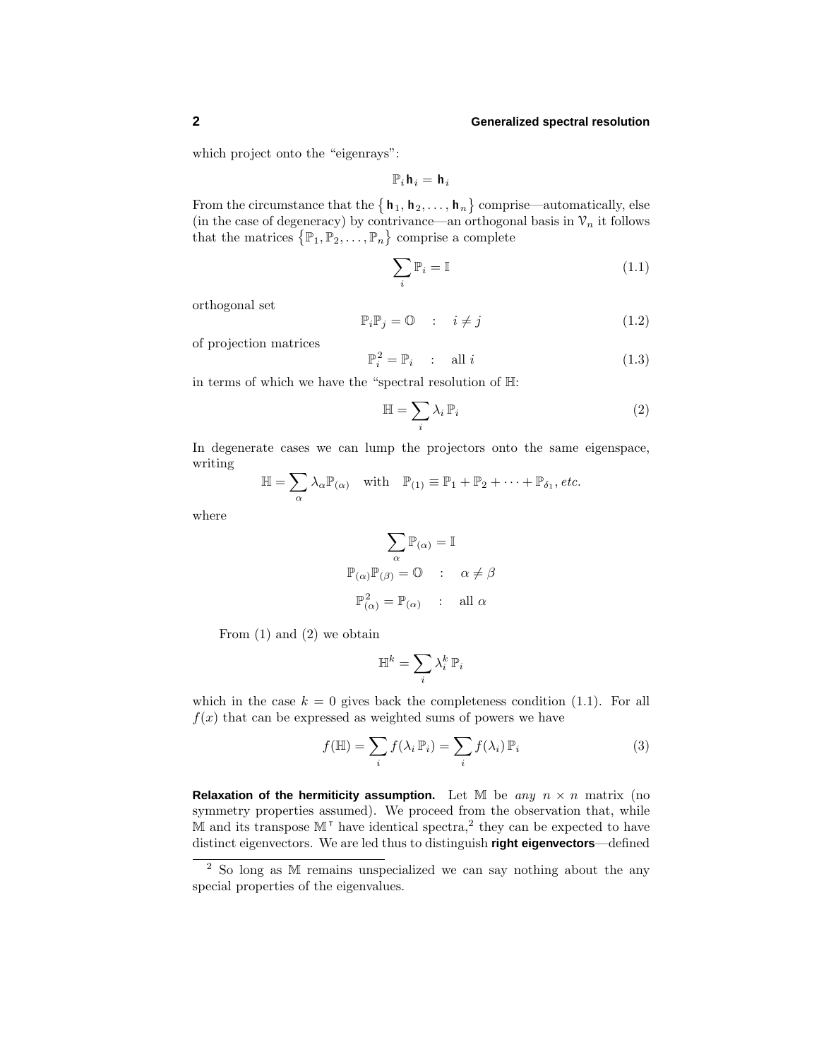which project onto the "eigenrays":

$$\mathbb{P}_i \mathbf{h}_i = \mathbf{h}_i$$

From the circumstance that the $\{\mathbf{h}_1, \mathbf{h}_2, \ldots, \mathbf{h}_n\}$ comprise—automatically, else (in the case of degeneracy) by contrivance—an orthogonal basis in $\mathcal{V}_n$ it follows that the matrices $\{\mathbb{P}_1, \mathbb{P}_2, \ldots, \mathbb{P}_n\}$ comprise a complete

$$\sum_i \mathbb{P}_i = \mathbb{I} \tag{1.1}$$

orthogonal set

$$\mathbb{P}_i \mathbb{P}_j = \mathbb{O} \quad : \quad i \neq j \tag{1.2}$$

of projection matrices

$$\mathbb{P}_i^2 = \mathbb{P}_i \quad : \quad \text{all } i \tag{1.3}$$

in terms of which we have the "spectral resolution of $\mathbb{H}$:

$$\mathbb{H} = \sum_i \lambda_i \, \mathbb{P}_i \tag{2}$$

In degenerate cases we can lump the projectors onto the same eigenspace, writing

$$\mathbb{H} = \sum_\alpha \lambda_\alpha \mathbb{P}_{(\alpha)} \quad \text{with} \quad \mathbb{P}_{(1)} \equiv \mathbb{P}_1 + \mathbb{P}_2 + \cdots + \mathbb{P}_{\delta_1}, \textit{etc.}$$

where

$$\sum_\alpha \mathbb{P}_{(\alpha)} = \mathbb{I}$$

$$\mathbb{P}_{(\alpha)} \mathbb{P}_{(\beta)} = \mathbb{O} \quad : \quad \alpha \neq \beta$$

$$\mathbb{P}_{(\alpha)}^2 = \mathbb{P}_{(\alpha)} \quad : \quad \text{all } \alpha$$

From (1) and (2) we obtain

$$\mathbb{H}^k = \sum_i \lambda_i^k \, \mathbb{P}_i$$

which in the case $k = 0$ gives back the completeness condition (1.1). For all $f(x)$ that can be expressed as weighted sums of powers we have

$$f(\mathbb{H}) = \sum_i f(\lambda_i \, \mathbb{P}_i) = \sum_i f(\lambda_i) \, \mathbb{P}_i \tag{3}$$

**Relaxation of the hermiticity assumption.** Let $\mathbb{M}$ be *any* $n \times n$ matrix (no symmetry properties assumed). We proceed from the observation that, while $\mathbb{M}$ and its transpose $\mathbb{M}^{\mathsf{T}}$ have identical spectra,[2] they can be expected to have distinct eigenvectors. We are led thus to distinguish **right eigenvectors**—defined

[2] So long as $\mathbb{M}$ remains unspecialized we can say nothing about the any special properties of the eigenvalues.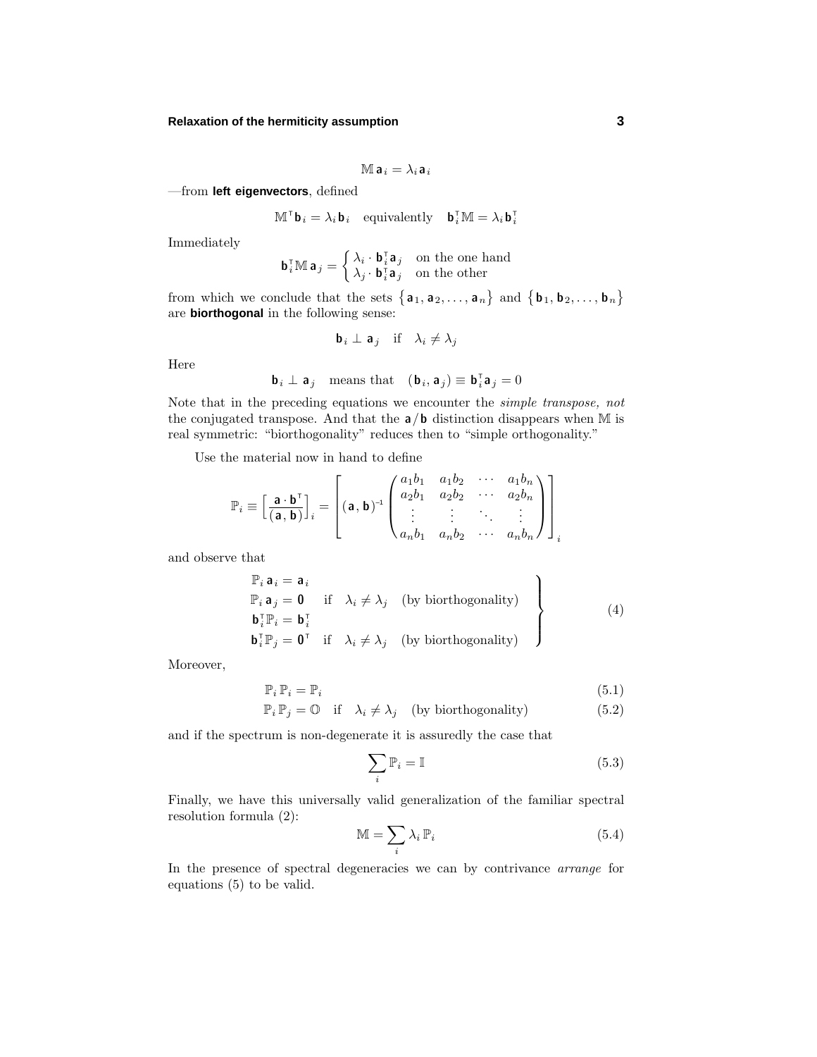$$\mathbb{M}\,\mathbf{a}_i = \lambda_i \mathbf{a}_i$$

—from **left eigenvectors**, defined

$$\mathbb{M}^{\mathsf{T}}\mathbf{b}_i = \lambda_i \mathbf{b}_i \quad \text{equivalently} \quad \mathbf{b}_i^{\mathsf{T}}\mathbb{M} = \lambda_i \mathbf{b}_i^{\mathsf{T}}$$

Immediately

$$\mathbf{b}_i^{\mathsf{T}}\mathbb{M}\,\mathbf{a}_j = \begin{cases} \lambda_i \cdot \mathbf{b}_i^{\mathsf{T}}\mathbf{a}_j & \text{on the one hand} \\ \lambda_j \cdot \mathbf{b}_i^{\mathsf{T}}\mathbf{a}_j & \text{on the other} \end{cases}$$

from which we conclude that the sets $\{\mathbf{a}_1, \mathbf{a}_2, \ldots, \mathbf{a}_n\}$ and $\{\mathbf{b}_1, \mathbf{b}_2, \ldots, \mathbf{b}_n\}$ are **biorthogonal** in the following sense:

$$\mathbf{b}_i \perp \mathbf{a}_j \quad \text{if} \quad \lambda_i \neq \lambda_j$$

Here

$$\mathbf{b}_i \perp \mathbf{a}_j \quad \text{means that} \quad (\mathbf{b}_i, \mathbf{a}_j) \equiv \mathbf{b}_i^{\mathsf{T}}\mathbf{a}_j = 0$$

Note that in the preceding equations we encounter the *simple transpose, not* the conjugated transpose. And that the $\mathbf{a}/\mathbf{b}$ distinction disappears when $\mathbb{M}$ is real symmetric: "biorthogonality" reduces then to "simple orthogonality."

Use the material now in hand to define

$$\mathbb{P}_i \equiv \Big[\frac{\mathbf{a}\cdot\mathbf{b}^{\mathsf{T}}}{(\mathbf{a},\mathbf{b})}\Big]_i = \left[(\mathbf{a},\mathbf{b})^{-1}\begin{pmatrix} a_1b_1 & a_1b_2 & \cdots & a_1b_n \\ a_2b_1 & a_2b_2 & \cdots & a_2b_n \\ \vdots & \vdots & \ddots & \vdots \\ a_nb_1 & a_nb_2 & \cdots & a_nb_n \end{pmatrix}\right]_i$$

and observe that

$$\left.\begin{aligned} &\mathbb{P}_i\,\mathbf{a}_i = \mathbf{a}_i \\ &\mathbb{P}_i\,\mathbf{a}_j = \mathbf{0} \quad \text{if} \quad \lambda_i \neq \lambda_j \quad \text{(by biorthogonality)} \\ &\mathbf{b}_i^{\mathsf{T}}\mathbb{P}_i = \mathbf{b}_i^{\mathsf{T}} \\ &\mathbf{b}_i^{\mathsf{T}}\mathbb{P}_j = \mathbf{0}^{\mathsf{T}} \quad \text{if} \quad \lambda_i \neq \lambda_j \quad \text{(by biorthogonality)} \end{aligned}\right\} \tag{4}$$

Moreover,

$$\mathbb{P}_i\,\mathbb{P}_i = \mathbb{P}_i \tag{5.1}$$

$$\mathbb{P}_i\,\mathbb{P}_j = \mathbb{O} \quad \text{if} \quad \lambda_i \neq \lambda_j \quad \text{(by biorthogonality)} \tag{5.2}$$

and if the spectrum is non-degenerate it is assuredly the case that

$$\sum_i \mathbb{P}_i = \mathbb{I} \tag{5.3}$$

Finally, we have this universally valid generalization of the familiar spectral resolution formula (2):

$$\mathbb{M} = \sum_i \lambda_i\,\mathbb{P}_i \tag{5.4}$$

In the presence of spectral degeneracies we can by contrivance *arrange* for equations (5) to be valid.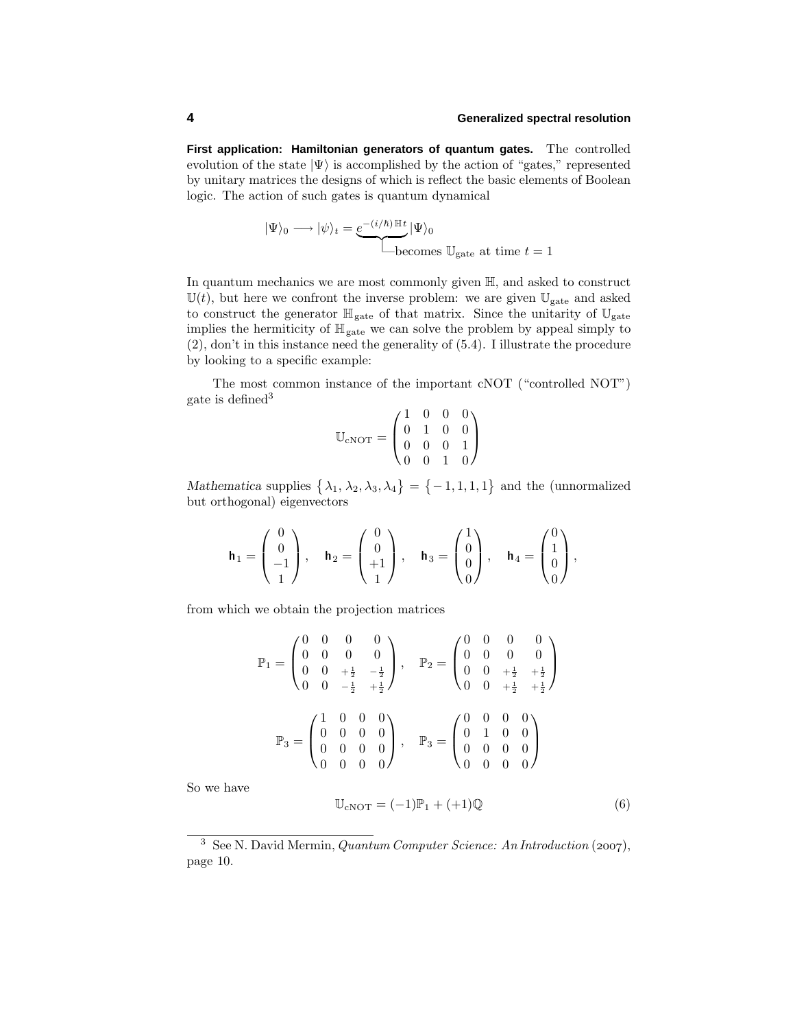**First application: Hamiltonian generators of quantum gates.** The controlled evolution of the state $|\Psi\rangle$ is accomplished by the action of "gates," represented by unitary matrices the designs of which is reflect the basic elements of Boolean logic. The action of such gates is quantum dynamical

$$|\Psi\rangle_0 \longrightarrow |\psi\rangle_t = \underbrace{e^{-(i/\hbar)\,\mathbb{H}\,t}}_{\text{becomes } \mathbb{U}_{\text{gate}} \text{ at time } t=1} |\Psi\rangle_0$$

In quantum mechanics we are most commonly given $\mathbb{H}$, and asked to construct $\mathbb{U}(t)$, but here we confront the inverse problem: we are given $\mathbb{U}_{\text{gate}}$ and asked to construct the generator $\mathbb{H}_{\text{gate}}$ of that matrix. Since the unitarity of $\mathbb{U}_{\text{gate}}$ implies the hermiticity of $\mathbb{H}_{\text{gate}}$ we can solve the problem by appeal simply to (2), don't in this instance need the generality of (5.4). I illustrate the procedure by looking to a specific example:

The most common instance of the important cNOT ("controlled NOT") gate is defined[3]

$$\mathbb{U}_{\text{cNOT}} = \begin{pmatrix} 1 & 0 & 0 & 0 \\ 0 & 1 & 0 & 0 \\ 0 & 0 & 0 & 1 \\ 0 & 0 & 1 & 0 \end{pmatrix}$$

*Mathematica* supplies $\{\lambda_1, \lambda_2, \lambda_3, \lambda_4\} = \{-1, 1, 1, 1\}$ and the (unnormalized but orthogonal) eigenvectors

$$\mathbf{h}_1 = \begin{pmatrix} 0 \\ 0 \\ -1 \\ 1 \end{pmatrix}, \quad \mathbf{h}_2 = \begin{pmatrix} 0 \\ 0 \\ +1 \\ 1 \end{pmatrix}, \quad \mathbf{h}_3 = \begin{pmatrix} 1 \\ 0 \\ 0 \\ 0 \end{pmatrix}, \quad \mathbf{h}_4 = \begin{pmatrix} 0 \\ 1 \\ 0 \\ 0 \end{pmatrix},$$

from which we obtain the projection matrices

$$\mathbb{P}_1 = \begin{pmatrix} 0 & 0 & 0 & 0 \\ 0 & 0 & 0 & 0 \\ 0 & 0 & +\frac{1}{2} & -\frac{1}{2} \\ 0 & 0 & -\frac{1}{2} & +\frac{1}{2} \end{pmatrix}, \quad \mathbb{P}_2 = \begin{pmatrix} 0 & 0 & 0 & 0 \\ 0 & 0 & 0 & 0 \\ 0 & 0 & +\frac{1}{2} & +\frac{1}{2} \\ 0 & 0 & +\frac{1}{2} & +\frac{1}{2} \end{pmatrix}$$

$$\mathbb{P}_3 = \begin{pmatrix} 1 & 0 & 0 & 0 \\ 0 & 0 & 0 & 0 \\ 0 & 0 & 0 & 0 \\ 0 & 0 & 0 & 0 \end{pmatrix}, \quad \mathbb{P}_3 = \begin{pmatrix} 0 & 0 & 0 & 0 \\ 0 & 1 & 0 & 0 \\ 0 & 0 & 0 & 0 \\ 0 & 0 & 0 & 0 \end{pmatrix}$$

So we have

$$\mathbb{U}_{\text{cNOT}} = (-1)\mathbb{P}_1 + (+1)\mathbb{Q} \tag{6}$$

---

[3] See N. David Mermin, *Quantum Computer Science: An Introduction* (2007), page 10.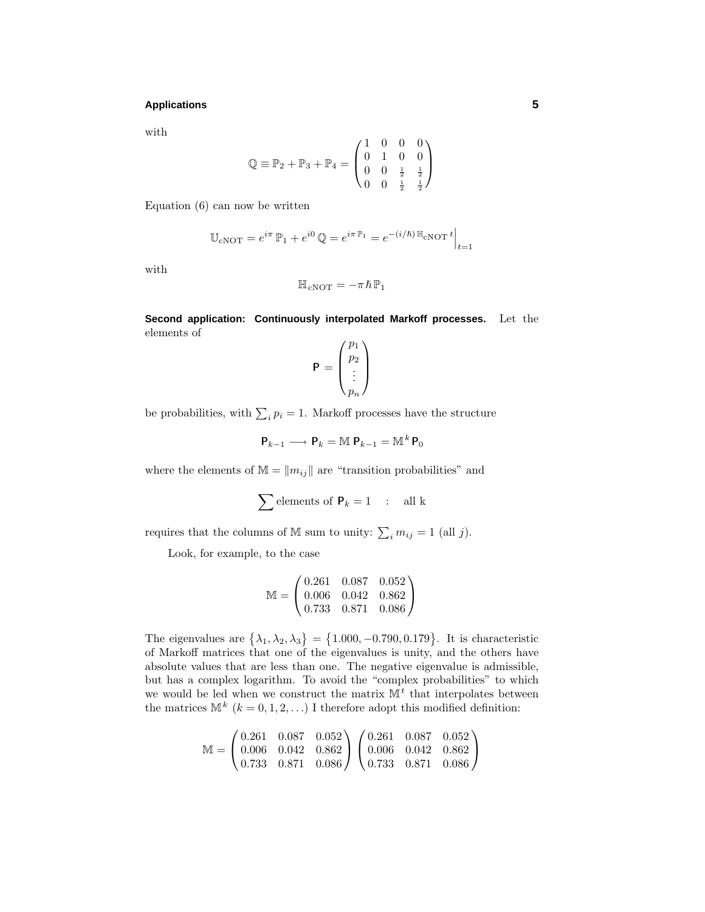with

$$\mathbb{Q} \equiv \mathbb{P}_2 + \mathbb{P}_3 + \mathbb{P}_4 = \begin{pmatrix} 1 & 0 & 0 & 0 \\ 0 & 1 & 0 & 0 \\ 0 & 0 & \frac{1}{2} & \frac{1}{2} \\ 0 & 0 & \frac{1}{2} & \frac{1}{2} \end{pmatrix}$$

Equation (6) can now be written

$$\mathbb{U}_{\text{cNOT}} = e^{i\pi}\,\mathbb{P}_1 + e^{i0}\,\mathbb{Q} = e^{i\pi\,\mathbb{P}_1} = e^{-(i/\hbar)\,\mathbb{H}_{\text{cNOT}}\,t}\Big|_{t=1}$$

with

$$\mathbb{H}_{\text{cNOT}} = -\pi\,\hbar\,\mathbb{P}_1$$

**Second application: Continuously interpolated Markoff processes.** Let the elements of

$$\mathsf{P} = \begin{pmatrix} p_1 \\ p_2 \\ \vdots \\ p_n \end{pmatrix}$$

be probabilities, with $\sum_i p_i = 1$. Markoff processes have the structure

$$\mathsf{P}_{k-1} \longrightarrow \mathsf{P}_k = \mathbb{M}\,\mathsf{P}_{k-1} = \mathbb{M}^k\,\mathsf{P}_0$$

where the elements of $\mathbb{M} = \|m_{ij}\|$ are "transition probabilities" and

$$\sum \text{elements of } \mathsf{P}_k = 1 \quad : \quad \text{all k}$$

requires that the columns of $\mathbb{M}$ sum to unity: $\sum_i m_{ij} = 1$ (all $j$).

Look, for example, to the case

$$\mathbb{M} = \begin{pmatrix} 0.261 & 0.087 & 0.052 \\ 0.006 & 0.042 & 0.862 \\ 0.733 & 0.871 & 0.086 \end{pmatrix}$$

The eigenvalues are $\{\lambda_1, \lambda_2, \lambda_3\} = \{1.000, -0.790, 0.179\}$. It is characteristic of Markoff matrices that one of the eigenvalues is unity, and the others have absolute values that are less than one. The negative eigenvalue is admissible, but has a complex logarithm. To avoid the "complex probabilities" to which we would be led when we construct the matrix $\mathbb{M}^t$ that interpolates between the matrices $\mathbb{M}^k$ $(k = 0, 1, 2, \ldots)$ I therefore adopt this modified definition:

$$\mathbb{M} = \begin{pmatrix} 0.261 & 0.087 & 0.052 \\ 0.006 & 0.042 & 0.862 \\ 0.733 & 0.871 & 0.086 \end{pmatrix} \begin{pmatrix} 0.261 & 0.087 & 0.052 \\ 0.006 & 0.042 & 0.862 \\ 0.733 & 0.871 & 0.086 \end{pmatrix}$$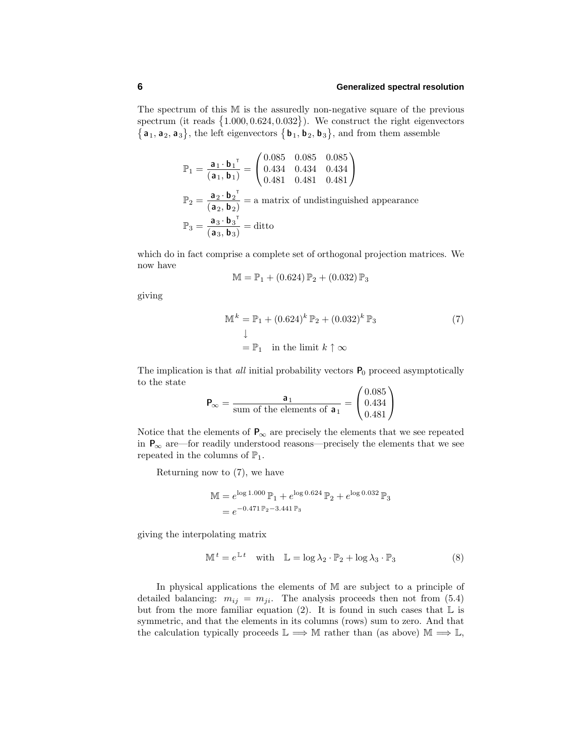The spectrum of this $\mathbb{M}$ is the assuredly non-negative square of the previous spectrum (it reads $\{1.000, 0.624, 0.032\}$). We construct the right eigenvectors $\{\mathbf{a}_1, \mathbf{a}_2, \mathbf{a}_3\}$, the left eigenvectors $\{\mathbf{b}_1, \mathbf{b}_2, \mathbf{b}_3\}$, and from them assemble

$$
\begin{aligned}
\mathbb{P}_1 &= \frac{\mathbf{a}_1 \cdot \mathbf{b}_1^{\mathsf{T}}}{(\mathbf{a}_1, \mathbf{b}_1)} = \begin{pmatrix} 0.085 & 0.085 & 0.085 \\ 0.434 & 0.434 & 0.434 \\ 0.481 & 0.481 & 0.481 \end{pmatrix} \\
\mathbb{P}_2 &= \frac{\mathbf{a}_2 \cdot \mathbf{b}_2^{\mathsf{T}}}{(\mathbf{a}_2, \mathbf{b}_2)} = \text{a matrix of undistinguished appearance} \\
\mathbb{P}_3 &= \frac{\mathbf{a}_3 \cdot \mathbf{b}_3^{\mathsf{T}}}{(\mathbf{a}_3, \mathbf{b}_3)} = \text{ditto}
\end{aligned}
$$

which do in fact comprise a complete set of orthogonal projection matrices. We now have

$$
\mathbb{M} = \mathbb{P}_1 + (0.624)\,\mathbb{P}_2 + (0.032)\,\mathbb{P}_3
$$

giving

$$
\begin{aligned}
\mathbb{M}^k &= \mathbb{P}_1 + (0.624)^k\,\mathbb{P}_2 + (0.032)^k\,\mathbb{P}_3 \qquad (7)\\
&\downarrow \\
&= \mathbb{P}_1 \quad \text{in the limit } k \uparrow \infty
\end{aligned}
$$

The implication is that *all* initial probability vectors $\mathbf{P}_0$ proceed asymptotically to the state

$$
\mathbf{P}_\infty = \frac{\mathbf{a}_1}{\text{sum of the elements of } \mathbf{a}_1} = \begin{pmatrix} 0.085 \\ 0.434 \\ 0.481 \end{pmatrix}
$$

Notice that the elements of $\mathbf{P}_\infty$ are precisely the elements that we see repeated in $\mathbf{P}_\infty$ are—for readily understood reasons—precisely the elements that we see repeated in the columns of $\mathbb{P}_1$.

Returning now to (7), we have

$$
\begin{aligned}
\mathbb{M} &= e^{\log 1.000}\,\mathbb{P}_1 + e^{\log 0.624}\,\mathbb{P}_2 + e^{\log 0.032}\,\mathbb{P}_3 \\
&= e^{-0.471\,\mathbb{P}_2 - 3.441\,\mathbb{P}_3}
\end{aligned}
$$

giving the interpolating matrix

$$
\mathbb{M}^t = e^{\mathbb{L}\,t} \quad \text{with} \quad \mathbb{L} = \log\lambda_2 \cdot \mathbb{P}_2 + \log\lambda_3 \cdot \mathbb{P}_3 \qquad (8)
$$

In physical applications the elements of $\mathbb{M}$ are subject to a principle of detailed balancing: $m_{ij} = m_{ji}$. The analysis proceeds then not from (5.4) but from the more familiar equation (2). It is found in such cases that $\mathbb{L}$ is symmetric, and that the elements in its columns (rows) sum to zero. And that the calculation typically proceeds $\mathbb{L} \Longrightarrow \mathbb{M}$ rather than (as above) $\mathbb{M} \Longrightarrow \mathbb{L}$,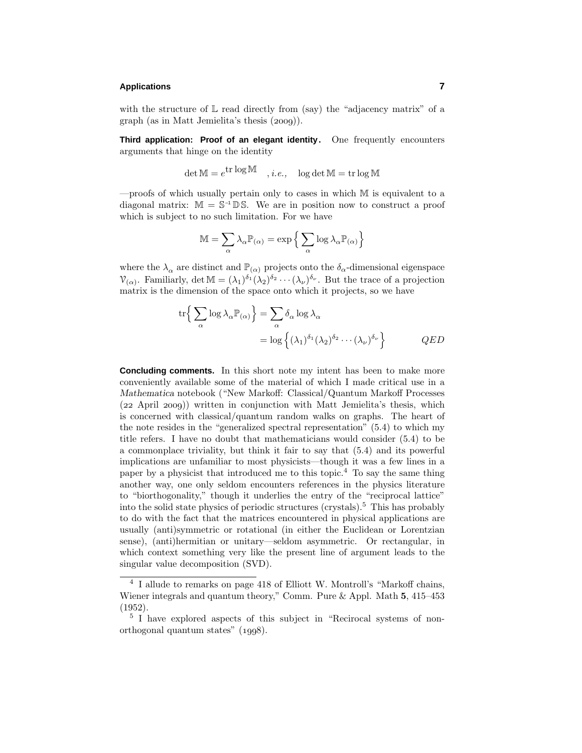with the structure of $\mathbb{L}$ read directly from (say) the "adjacency matrix" of a graph (as in Matt Jemielita's thesis (2009)).

**Third application: Proof of an elegant identity.** One frequently encounters arguments that hinge on the identity

$$\det \mathbb{M} = e^{\operatorname{tr} \log \mathbb{M}} \quad , i.e., \quad \log \det \mathbb{M} = \operatorname{tr} \log \mathbb{M}$$

—proofs of which usually pertain only to cases in which $\mathbb{M}$ is equivalent to a diagonal matrix: $\mathbb{M} = \mathbb{S}^{-1}\mathbb{D}\,\mathbb{S}$. We are in position now to construct a proof which is subject to no such limitation. For we have

$$\mathbb{M} = \sum_\alpha \lambda_\alpha \mathbb{P}_{(\alpha)} = \exp\Big\{ \sum_\alpha \log \lambda_\alpha \mathbb{P}_{(\alpha)} \Big\}$$

where the $\lambda_\alpha$ are distinct and $\mathbb{P}_{(\alpha)}$ projects onto the $\delta_\alpha$-dimensional eigenspace $\mathcal{V}_{(\alpha)}$. Familiarly, $\det \mathbb{M} = (\lambda_1)^{\delta_1}(\lambda_2)^{\delta_2}\cdots(\lambda_\nu)^{\delta_\nu}$. But the trace of a projection matrix is the dimension of the space onto which it projects, so we have

$$\begin{aligned} \operatorname{tr}\Big\{ \sum_\alpha \log \lambda_\alpha \mathbb{P}_{(\alpha)} \Big\} &= \sum_\alpha \delta_\alpha \log \lambda_\alpha \\ &= \log \Big\{ (\lambda_1)^{\delta_1}(\lambda_2)^{\delta_2}\cdots(\lambda_\nu)^{\delta_\nu} \Big\} \qquad QED \end{aligned}$$

**Concluding comments.** In this short note my intent has been to make more conveniently available some of the material of which I made critical use in a *Mathematica* notebook ("New Markoff: Classical/Quantum Markoff Processes (22 April 2009)) written in conjunction with Matt Jemielita's thesis, which is concerned with classical/quantum random walks on graphs. The heart of the note resides in the "generalized spectral representation" (5.4) to which my title refers. I have no doubt that mathematicians would consider (5.4) to be a commonplace triviality, but think it fair to say that (5.4) and its powerful implications are unfamiliar to most physicists—though it was a few lines in a paper by a physicist that introduced me to this topic.[4] To say the same thing another way, one only seldom encounters references in the physics literature to "biorthogonality," though it underlies the entry of the "reciprocal lattice" into the solid state physics of periodic structures (crystals).[5] This has probably to do with the fact that the matrices encountered in physical applications are usually (anti)symmetric or rotational (in either the Euclidean or Lorentzian sense), (anti)hermitian or unitary—seldom asymmetric. Or rectangular, in which context something very like the present line of argument leads to the singular value decomposition (SVD).

---

[4] I allude to remarks on page 418 of Elliott W. Montroll's "Markoff chains, Wiener integrals and quantum theory," Comm. Pure & Appl. Math **5**, 415–453 (1952).

[5] I have explored aspects of this subject in "Recirocal systems of non-orthogonal quantum states" (1998).